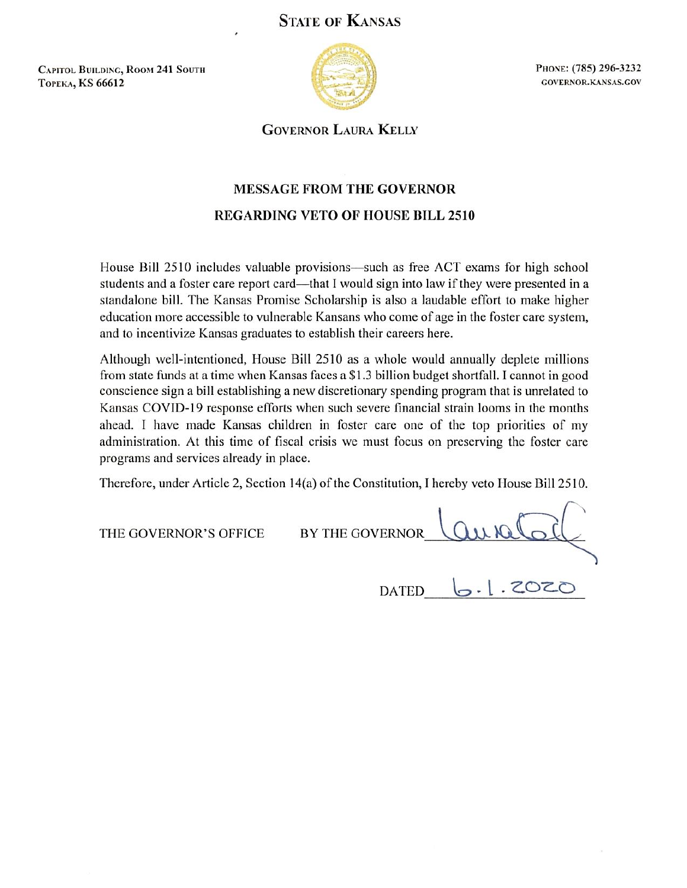# STATE OF KANSAS

CAPITOL BUILDING, ROOM 241 SOUTH
TOPEKA, KS 66612

PHONE: (785) 296-3232
GOVERNOR.KANSAS.GOV

GOVERNOR LAURA KELLY

## MESSAGE FROM THE GOVERNOR

## REGARDING VETO OF HOUSE BILL 2510

House Bill 2510 includes valuable provisions—such as free ACT exams for high school students and a foster care report card—that I would sign into law if they were presented in a standalone bill. The Kansas Promise Scholarship is also a laudable effort to make higher education more accessible to vulnerable Kansans who come of age in the foster care system, and to incentivize Kansas graduates to establish their careers here.

Although well-intentioned, House Bill 2510 as a whole would annually deplete millions from state funds at a time when Kansas faces a $1.3 billion budget shortfall. I cannot in good conscience sign a bill establishing a new discretionary spending program that is unrelated to Kansas COVID-19 response efforts when such severe financial strain looms in the months ahead. I have made Kansas children in foster care one of the top priorities of my administration. At this time of fiscal crisis we must focus on preserving the foster care programs and services already in place.

Therefore, under Article 2, Section 14(a) of the Constitution, I hereby veto House Bill 2510.

THE GOVERNOR'S OFFICE BY THE GOVERNOR Laura Kelly

DATED 6.1.2020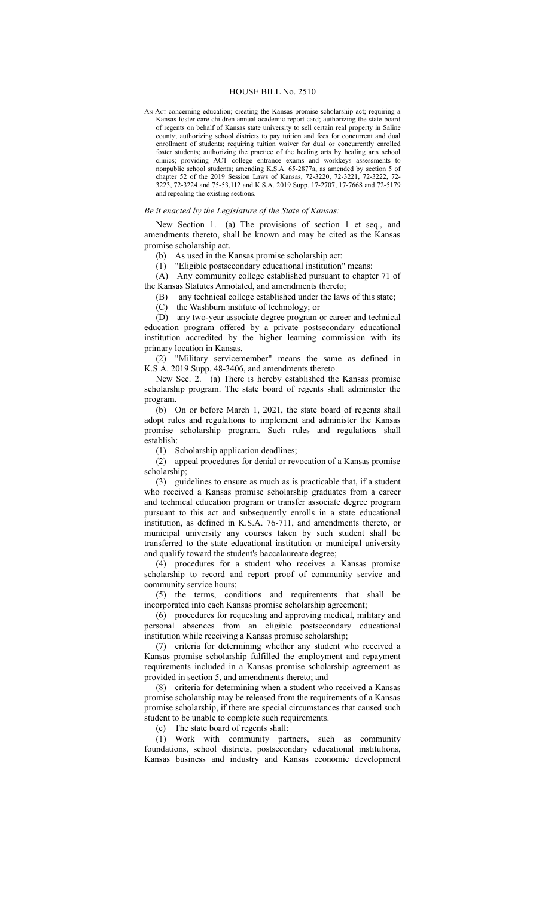# HOUSE BILL No. 2510

AN ACT concerning education; creating the Kansas promise scholarship act; requiring a Kansas foster care children annual academic report card; authorizing the state board of regents on behalf of Kansas state university to sell certain real property in Saline county; authorizing school districts to pay tuition and fees for concurrent and dual enrollment of students; requiring tuition waiver for dual or concurrently enrolled foster students; authorizing the practice of the healing arts by healing arts school clinics; providing ACT college entrance exams and workkeys assessments to nonpublic school students; amending K.S.A. 65-2877a, as amended by section 5 of chapter 52 of the 2019 Session Laws of Kansas, 72-3220, 72-3221, 72-3222, 72-3223, 72-3224 and 75-53,112 and K.S.A. 2019 Supp. 17-2707, 17-7668 and 72-5179 and repealing the existing sections.

*Be it enacted by the Legislature of the State of Kansas:*

New Section 1. (a) The provisions of section 1 et seq., and amendments thereto, shall be known and may be cited as the Kansas promise scholarship act.

(b) As used in the Kansas promise scholarship act:

(1) "Eligible postsecondary educational institution" means:

(A) Any community college established pursuant to chapter 71 of the Kansas Statutes Annotated, and amendments thereto;

(B) any technical college established under the laws of this state;

(C) the Washburn institute of technology; or

(D) any two-year associate degree program or career and technical education program offered by a private postsecondary educational institution accredited by the higher learning commission with its primary location in Kansas.

(2) "Military servicemember" means the same as defined in K.S.A. 2019 Supp. 48-3406, and amendments thereto.

New Sec. 2. (a) There is hereby established the Kansas promise scholarship program. The state board of regents shall administer the program.

(b) On or before March 1, 2021, the state board of regents shall adopt rules and regulations to implement and administer the Kansas promise scholarship program. Such rules and regulations shall establish:

(1) Scholarship application deadlines;

(2) appeal procedures for denial or revocation of a Kansas promise scholarship;

(3) guidelines to ensure as much as is practicable that, if a student who received a Kansas promise scholarship graduates from a career and technical education program or transfer associate degree program pursuant to this act and subsequently enrolls in a state educational institution, as defined in K.S.A. 76-711, and amendments thereto, or municipal university any courses taken by such student shall be transferred to the state educational institution or municipal university and qualify toward the student's baccalaureate degree;

(4) procedures for a student who receives a Kansas promise scholarship to record and report proof of community service and community service hours;

(5) the terms, conditions and requirements that shall be incorporated into each Kansas promise scholarship agreement;

(6) procedures for requesting and approving medical, military and personal absences from an eligible postsecondary educational institution while receiving a Kansas promise scholarship;

(7) criteria for determining whether any student who received a Kansas promise scholarship fulfilled the employment and repayment requirements included in a Kansas promise scholarship agreement as provided in section 5, and amendments thereto; and

(8) criteria for determining when a student who received a Kansas promise scholarship may be released from the requirements of a Kansas promise scholarship, if there are special circumstances that caused such student to be unable to complete such requirements.

(c) The state board of regents shall:

(1) Work with community partners, such as community foundations, school districts, postsecondary educational institutions, Kansas business and industry and Kansas economic development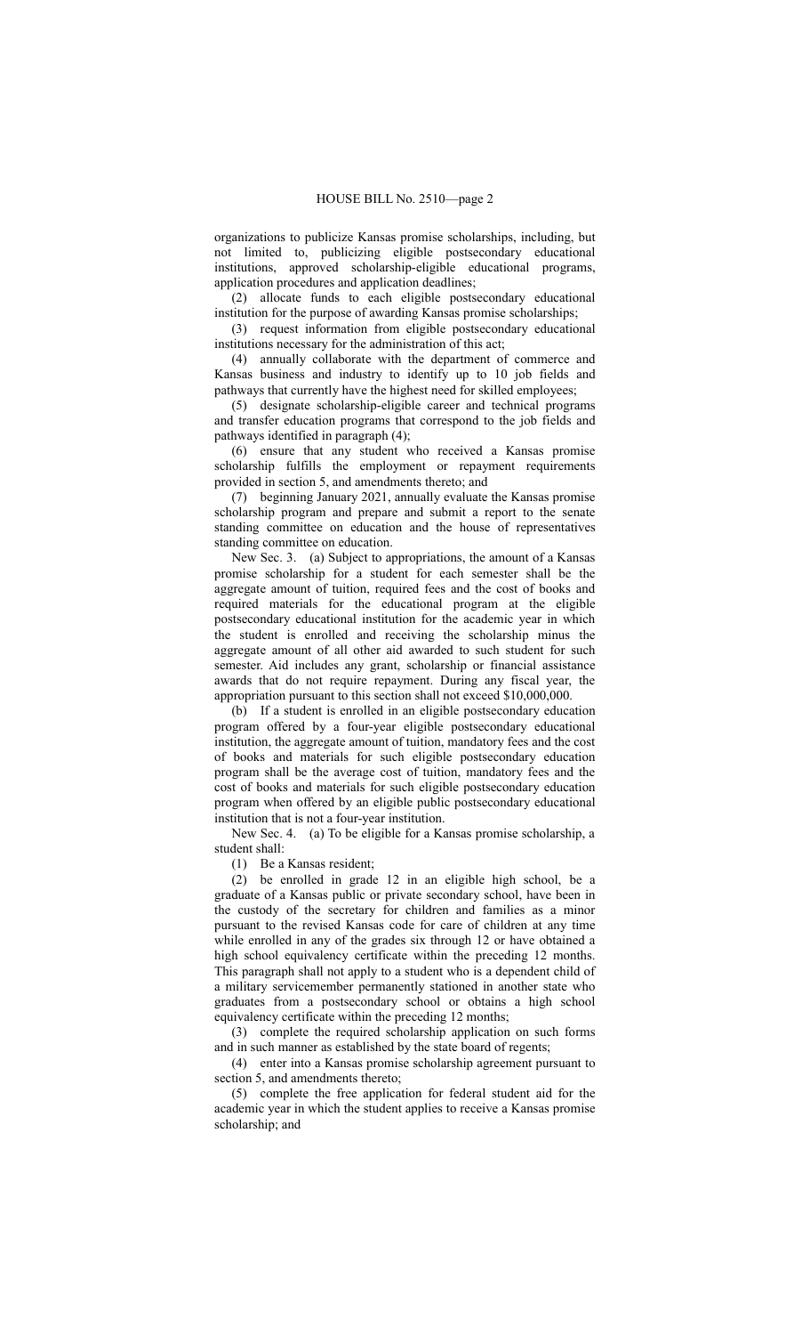organizations to publicize Kansas promise scholarships, including, but not limited to, publicizing eligible postsecondary educational institutions, approved scholarship-eligible educational programs, application procedures and application deadlines;

(2) allocate funds to each eligible postsecondary educational institution for the purpose of awarding Kansas promise scholarships;

(3) request information from eligible postsecondary educational institutions necessary for the administration of this act;

(4) annually collaborate with the department of commerce and Kansas business and industry to identify up to 10 job fields and pathways that currently have the highest need for skilled employees;

(5) designate scholarship-eligible career and technical programs and transfer education programs that correspond to the job fields and pathways identified in paragraph (4);

(6) ensure that any student who received a Kansas promise scholarship fulfills the employment or repayment requirements provided in section 5, and amendments thereto; and

(7) beginning January 2021, annually evaluate the Kansas promise scholarship program and prepare and submit a report to the senate standing committee on education and the house of representatives standing committee on education.

New Sec. 3. (a) Subject to appropriations, the amount of a Kansas promise scholarship for a student for each semester shall be the aggregate amount of tuition, required fees and the cost of books and required materials for the educational program at the eligible postsecondary educational institution for the academic year in which the student is enrolled and receiving the scholarship minus the aggregate amount of all other aid awarded to such student for such semester. Aid includes any grant, scholarship or financial assistance awards that do not require repayment. During any fiscal year, the appropriation pursuant to this section shall not exceed $10,000,000.

(b) If a student is enrolled in an eligible postsecondary education program offered by a four-year eligible postsecondary educational institution, the aggregate amount of tuition, mandatory fees and the cost of books and materials for such eligible postsecondary education program shall be the average cost of tuition, mandatory fees and the cost of books and materials for such eligible postsecondary education program when offered by an eligible public postsecondary educational institution that is not a four-year institution.

New Sec. 4. (a) To be eligible for a Kansas promise scholarship, a student shall:

(1) Be a Kansas resident;

(2) be enrolled in grade 12 in an eligible high school, be a graduate of a Kansas public or private secondary school, have been in the custody of the secretary for children and families as a minor pursuant to the revised Kansas code for care of children at any time while enrolled in any of the grades six through 12 or have obtained a high school equivalency certificate within the preceding 12 months. This paragraph shall not apply to a student who is a dependent child of a military servicemember permanently stationed in another state who graduates from a postsecondary school or obtains a high school equivalency certificate within the preceding 12 months;

(3) complete the required scholarship application on such forms and in such manner as established by the state board of regents;

(4) enter into a Kansas promise scholarship agreement pursuant to section 5, and amendments thereto;

(5) complete the free application for federal student aid for the academic year in which the student applies to receive a Kansas promise scholarship; and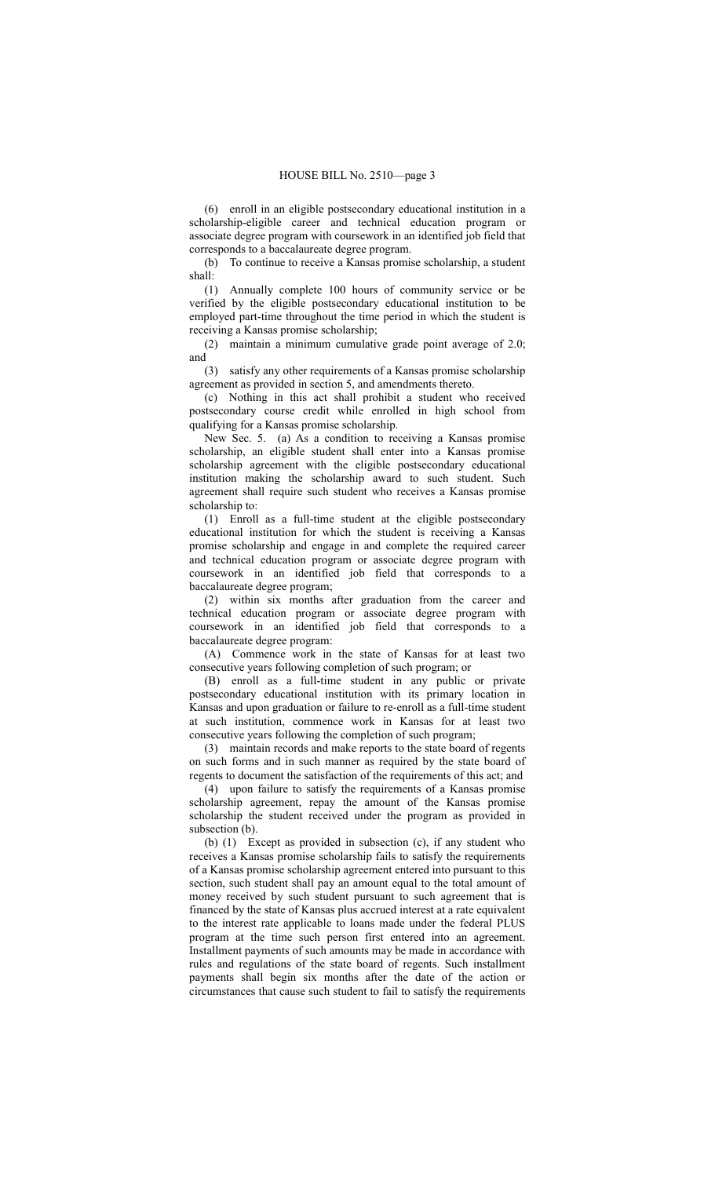(6) enroll in an eligible postsecondary educational institution in a scholarship-eligible career and technical education program or associate degree program with coursework in an identified job field that corresponds to a baccalaureate degree program.

(b) To continue to receive a Kansas promise scholarship, a student shall:

(1) Annually complete 100 hours of community service or be verified by the eligible postsecondary educational institution to be employed part-time throughout the time period in which the student is receiving a Kansas promise scholarship;

(2) maintain a minimum cumulative grade point average of 2.0; and

(3) satisfy any other requirements of a Kansas promise scholarship agreement as provided in section 5, and amendments thereto.

(c) Nothing in this act shall prohibit a student who received postsecondary course credit while enrolled in high school from qualifying for a Kansas promise scholarship.

New Sec. 5. (a) As a condition to receiving a Kansas promise scholarship, an eligible student shall enter into a Kansas promise scholarship agreement with the eligible postsecondary educational institution making the scholarship award to such student. Such agreement shall require such student who receives a Kansas promise scholarship to:

(1) Enroll as a full-time student at the eligible postsecondary educational institution for which the student is receiving a Kansas promise scholarship and engage in and complete the required career and technical education program or associate degree program with coursework in an identified job field that corresponds to a baccalaureate degree program;

(2) within six months after graduation from the career and technical education program or associate degree program with coursework in an identified job field that corresponds to a baccalaureate degree program:

(A) Commence work in the state of Kansas for at least two consecutive years following completion of such program; or

(B) enroll as a full-time student in any public or private postsecondary educational institution with its primary location in Kansas and upon graduation or failure to re-enroll as a full-time student at such institution, commence work in Kansas for at least two consecutive years following the completion of such program;

(3) maintain records and make reports to the state board of regents on such forms and in such manner as required by the state board of regents to document the satisfaction of the requirements of this act; and

(4) upon failure to satisfy the requirements of a Kansas promise scholarship agreement, repay the amount of the Kansas promise scholarship the student received under the program as provided in subsection (b).

(b) (1) Except as provided in subsection (c), if any student who receives a Kansas promise scholarship fails to satisfy the requirements of a Kansas promise scholarship agreement entered into pursuant to this section, such student shall pay an amount equal to the total amount of money received by such student pursuant to such agreement that is financed by the state of Kansas plus accrued interest at a rate equivalent to the interest rate applicable to loans made under the federal PLUS program at the time such person first entered into an agreement. Installment payments of such amounts may be made in accordance with rules and regulations of the state board of regents. Such installment payments shall begin six months after the date of the action or circumstances that cause such student to fail to satisfy the requirements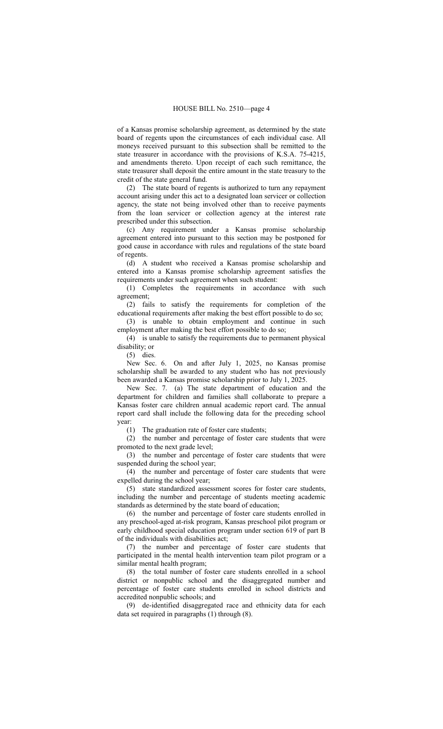of a Kansas promise scholarship agreement, as determined by the state board of regents upon the circumstances of each individual case. All moneys received pursuant to this subsection shall be remitted to the state treasurer in accordance with the provisions of K.S.A. 75-4215, and amendments thereto. Upon receipt of each such remittance, the state treasurer shall deposit the entire amount in the state treasury to the credit of the state general fund.

(2) The state board of regents is authorized to turn any repayment account arising under this act to a designated loan servicer or collection agency, the state not being involved other than to receive payments from the loan servicer or collection agency at the interest rate prescribed under this subsection.

(c) Any requirement under a Kansas promise scholarship agreement entered into pursuant to this section may be postponed for good cause in accordance with rules and regulations of the state board of regents.

(d) A student who received a Kansas promise scholarship and entered into a Kansas promise scholarship agreement satisfies the requirements under such agreement when such student:

(1) Completes the requirements in accordance with such agreement;

(2) fails to satisfy the requirements for completion of the educational requirements after making the best effort possible to do so;

(3) is unable to obtain employment and continue in such employment after making the best effort possible to do so;

(4) is unable to satisfy the requirements due to permanent physical disability; or

(5) dies.

New Sec. 6. On and after July 1, 2025, no Kansas promise scholarship shall be awarded to any student who has not previously been awarded a Kansas promise scholarship prior to July 1, 2025.

New Sec. 7. (a) The state department of education and the department for children and families shall collaborate to prepare a Kansas foster care children annual academic report card. The annual report card shall include the following data for the preceding school year:

(1) The graduation rate of foster care students;

(2) the number and percentage of foster care students that were promoted to the next grade level;

(3) the number and percentage of foster care students that were suspended during the school year;

(4) the number and percentage of foster care students that were expelled during the school year;

(5) state standardized assessment scores for foster care students, including the number and percentage of students meeting academic standards as determined by the state board of education;

(6) the number and percentage of foster care students enrolled in any preschool-aged at-risk program, Kansas preschool pilot program or early childhood special education program under section 619 of part B of the individuals with disabilities act;

(7) the number and percentage of foster care students that participated in the mental health intervention team pilot program or a similar mental health program;

(8) the total number of foster care students enrolled in a school district or nonpublic school and the disaggregated number and percentage of foster care students enrolled in school districts and accredited nonpublic schools; and

(9) de-identified disaggregated race and ethnicity data for each data set required in paragraphs (1) through (8).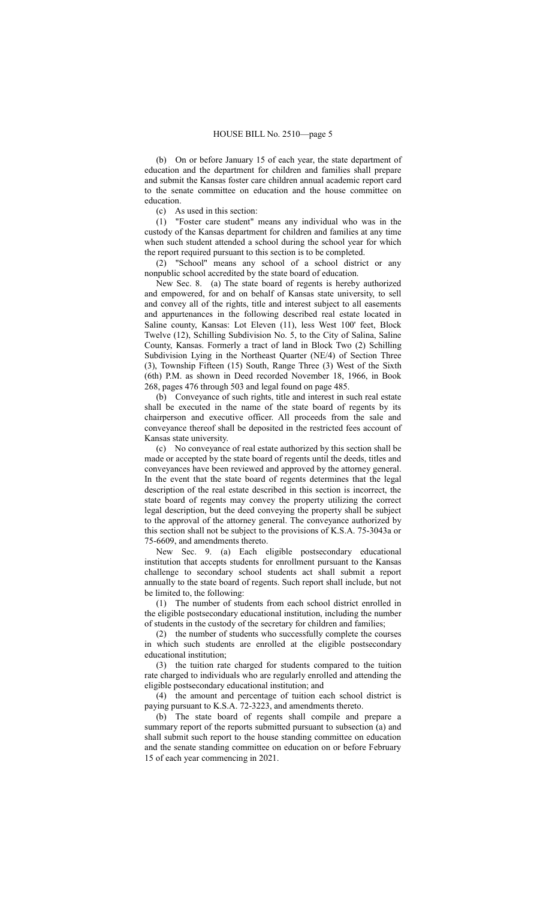(b) On or before January 15 of each year, the state department of education and the department for children and families shall prepare and submit the Kansas foster care children annual academic report card to the senate committee on education and the house committee on education.

(c) As used in this section:

(1) "Foster care student" means any individual who was in the custody of the Kansas department for children and families at any time when such student attended a school during the school year for which the report required pursuant to this section is to be completed.

(2) "School" means any school of a school district or any nonpublic school accredited by the state board of education.

New Sec. 8. (a) The state board of regents is hereby authorized and empowered, for and on behalf of Kansas state university, to sell and convey all of the rights, title and interest subject to all easements and appurtenances in the following described real estate located in Saline county, Kansas: Lot Eleven (11), less West 100' feet, Block Twelve (12), Schilling Subdivision No. 5, to the City of Salina, Saline County, Kansas. Formerly a tract of land in Block Two (2) Schilling Subdivision Lying in the Northeast Quarter (NE/4) of Section Three (3), Township Fifteen (15) South, Range Three (3) West of the Sixth (6th) P.M. as shown in Deed recorded November 18, 1966, in Book 268, pages 476 through 503 and legal found on page 485.

(b) Conveyance of such rights, title and interest in such real estate shall be executed in the name of the state board of regents by its chairperson and executive officer. All proceeds from the sale and conveyance thereof shall be deposited in the restricted fees account of Kansas state university.

(c) No conveyance of real estate authorized by this section shall be made or accepted by the state board of regents until the deeds, titles and conveyances have been reviewed and approved by the attorney general. In the event that the state board of regents determines that the legal description of the real estate described in this section is incorrect, the state board of regents may convey the property utilizing the correct legal description, but the deed conveying the property shall be subject to the approval of the attorney general. The conveyance authorized by this section shall not be subject to the provisions of K.S.A. 75-3043a or 75-6609, and amendments thereto.

New Sec. 9. (a) Each eligible postsecondary educational institution that accepts students for enrollment pursuant to the Kansas challenge to secondary school students act shall submit a report annually to the state board of regents. Such report shall include, but not be limited to, the following:

(1) The number of students from each school district enrolled in the eligible postsecondary educational institution, including the number of students in the custody of the secretary for children and families;

(2) the number of students who successfully complete the courses in which such students are enrolled at the eligible postsecondary educational institution;

(3) the tuition rate charged for students compared to the tuition rate charged to individuals who are regularly enrolled and attending the eligible postsecondary educational institution; and

(4) the amount and percentage of tuition each school district is paying pursuant to K.S.A. 72-3223, and amendments thereto.

(b) The state board of regents shall compile and prepare a summary report of the reports submitted pursuant to subsection (a) and shall submit such report to the house standing committee on education and the senate standing committee on education on or before February 15 of each year commencing in 2021.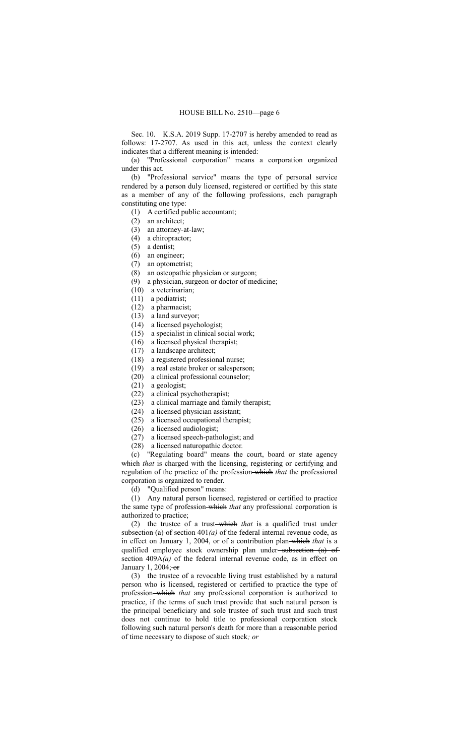Sec. 10. K.S.A. 2019 Supp. 17-2707 is hereby amended to read as follows: 17-2707. As used in this act, unless the context clearly indicates that a different meaning is intended:

(a) "Professional corporation" means a corporation organized under this act.

(b) "Professional service" means the type of personal service rendered by a person duly licensed, registered or certified by this state as a member of any of the following professions, each paragraph constituting one type:

(1) A certified public accountant;
(2) an architect;
(3) an attorney-at-law;
(4) a chiropractor;
(5) a dentist;
(6) an engineer;
(7) an optometrist;
(8) an osteopathic physician or surgeon;
(9) a physician, surgeon or doctor of medicine;
(10) a veterinarian;
(11) a podiatrist;
(12) a pharmacist;
(13) a land surveyor;
(14) a licensed psychologist;
(15) a specialist in clinical social work;
(16) a licensed physical therapist;
(17) a landscape architect;
(18) a registered professional nurse;
(19) a real estate broker or salesperson;
(20) a clinical professional counselor;
(21) a geologist;
(22) a clinical psychotherapist;
(23) a clinical marriage and family therapist;
(24) a licensed physician assistant;
(25) a licensed occupational therapist;
(26) a licensed audiologist;
(27) a licensed speech-pathologist; and
(28) a licensed naturopathic doctor.

(c) "Regulating board" means the court, board or state agency ~~which~~ *that* is charged with the licensing, registering or certifying and regulation of the practice of the profession ~~which~~ *that* the professional corporation is organized to render.

(d) "Qualified person" means:

(1) Any natural person licensed, registered or certified to practice the same type of profession ~~which~~ *that* any professional corporation is authorized to practice;

(2) the trustee of a trust ~~which~~ *that* is a qualified trust under ~~subsection (a) of~~ section 401*(a)* of the federal internal revenue code, as in effect on January 1, 2004, or of a contribution plan ~~which~~ *that* is a qualified employee stock ownership plan under ~~subsection (a) of~~ section 409A*(a)* of the federal internal revenue code, as in effect on January 1, 2004; ~~or~~

(3) the trustee of a revocable living trust established by a natural person who is licensed, registered or certified to practice the type of profession ~~which~~ *that* any professional corporation is authorized to practice, if the terms of such trust provide that such natural person is the principal beneficiary and sole trustee of such trust and such trust does not continue to hold title to professional corporation stock following such natural person's death for more than a reasonable period of time necessary to dispose of such stock*; or*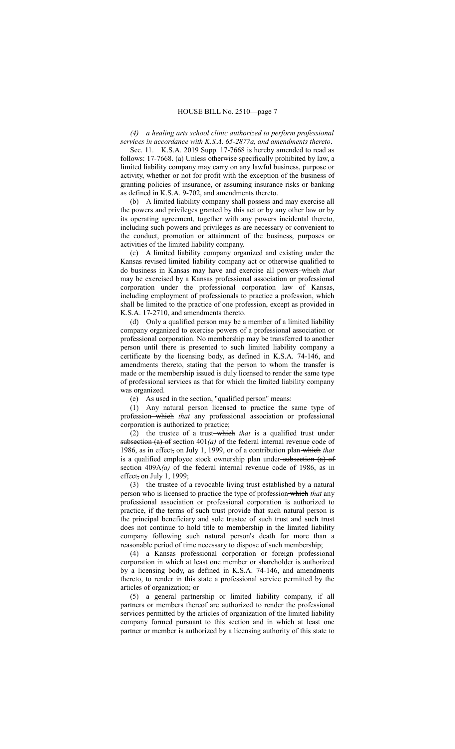*(4) a healing arts school clinic authorized to perform professional services in accordance with K.S.A. 65-2877a, and amendments thereto*.

Sec. 11. K.S.A. 2019 Supp. 17-7668 is hereby amended to read as follows: 17-7668. (a) Unless otherwise specifically prohibited by law, a limited liability company may carry on any lawful business, purpose or activity, whether or not for profit with the exception of the business of granting policies of insurance, or assuming insurance risks or banking as defined in K.S.A. 9-702, and amendments thereto.

(b) A limited liability company shall possess and may exercise all the powers and privileges granted by this act or by any other law or by its operating agreement, together with any powers incidental thereto, including such powers and privileges as are necessary or convenient to the conduct, promotion or attainment of the business, purposes or activities of the limited liability company.

(c) A limited liability company organized and existing under the Kansas revised limited liability company act or otherwise qualified to do business in Kansas may have and exercise all powers ~~which~~ *that* may be exercised by a Kansas professional association or professional corporation under the professional corporation law of Kansas, including employment of professionals to practice a profession, which shall be limited to the practice of one profession, except as provided in K.S.A. 17-2710, and amendments thereto.

(d) Only a qualified person may be a member of a limited liability company organized to exercise powers of a professional association or professional corporation. No membership may be transferred to another person until there is presented to such limited liability company a certificate by the licensing body, as defined in K.S.A. 74-146, and amendments thereto, stating that the person to whom the transfer is made or the membership issued is duly licensed to render the same type of professional services as that for which the limited liability company was organized.

(e) As used in the section, "qualified person" means:

(1) Any natural person licensed to practice the same type of profession ~~which~~ *that* any professional association or professional corporation is authorized to practice;

(2) the trustee of a trust ~~which~~ *that* is a qualified trust under ~~subsection (a) of~~ section 401*(a)* of the federal internal revenue code of 1986, as in effect~~,~~ on July 1, 1999, or of a contribution plan ~~which~~ *that* is a qualified employee stock ownership plan under ~~subsection (a) of~~ section 409A*(a)* of the federal internal revenue code of 1986, as in effect~~,~~ on July 1, 1999;

(3) the trustee of a revocable living trust established by a natural person who is licensed to practice the type of profession ~~which~~ *that* any professional association or professional corporation is authorized to practice, if the terms of such trust provide that such natural person is the principal beneficiary and sole trustee of such trust and such trust does not continue to hold title to membership in the limited liability company following such natural person's death for more than a reasonable period of time necessary to dispose of such membership;

(4) a Kansas professional corporation or foreign professional corporation in which at least one member or shareholder is authorized by a licensing body, as defined in K.S.A. 74-146, and amendments thereto, to render in this state a professional service permitted by the articles of organization; ~~or~~

(5) a general partnership or limited liability company, if all partners or members thereof are authorized to render the professional services permitted by the articles of organization of the limited liability company formed pursuant to this section and in which at least one partner or member is authorized by a licensing authority of this state to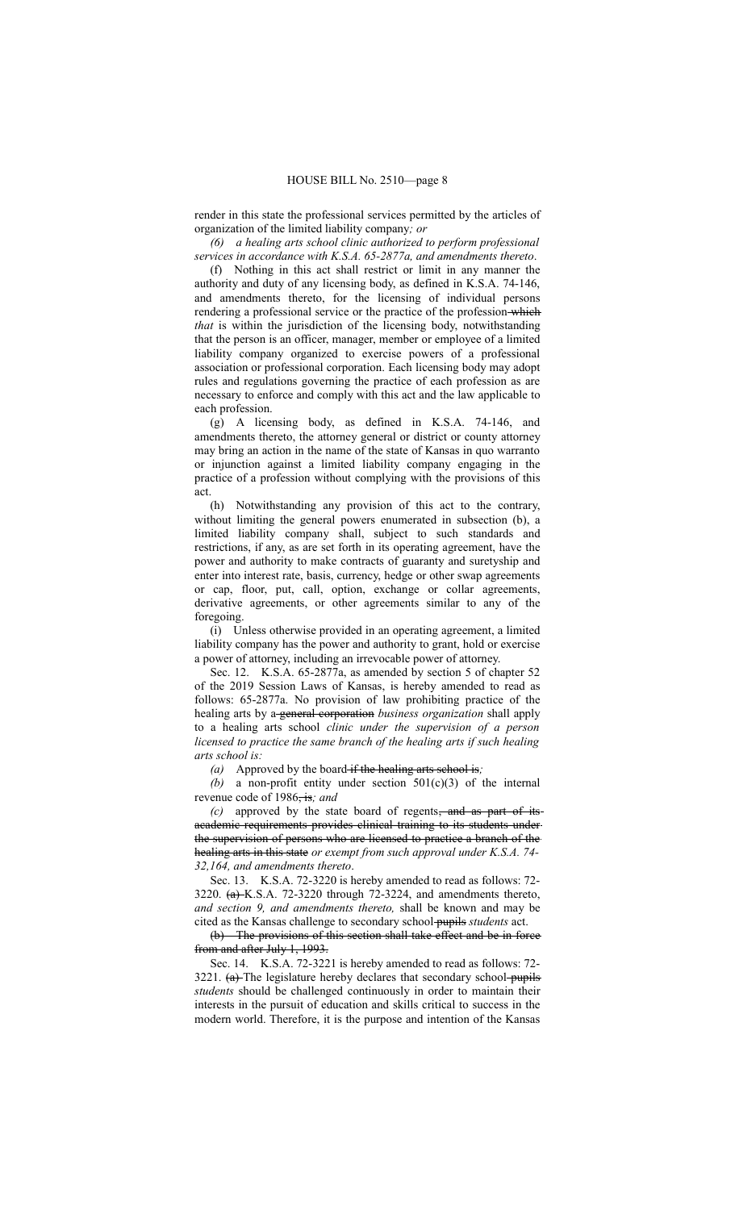render in this state the professional services permitted by the articles of organization of the limited liability company*; or*

*(6) a healing arts school clinic authorized to perform professional services in accordance with K.S.A. 65-2877a, and amendments thereto*.

(f) Nothing in this act shall restrict or limit in any manner the authority and duty of any licensing body, as defined in K.S.A. 74-146, and amendments thereto, for the licensing of individual persons rendering a professional service or the practice of the profession ~~which~~ *that* is within the jurisdiction of the licensing body, notwithstanding that the person is an officer, manager, member or employee of a limited liability company organized to exercise powers of a professional association or professional corporation. Each licensing body may adopt rules and regulations governing the practice of each profession as are necessary to enforce and comply with this act and the law applicable to each profession.

(g) A licensing body, as defined in K.S.A. 74-146, and amendments thereto, the attorney general or district or county attorney may bring an action in the name of the state of Kansas in quo warranto or injunction against a limited liability company engaging in the practice of a profession without complying with the provisions of this act.

(h) Notwithstanding any provision of this act to the contrary, without limiting the general powers enumerated in subsection (b), a limited liability company shall, subject to such standards and restrictions, if any, as are set forth in its operating agreement, have the power and authority to make contracts of guaranty and suretyship and enter into interest rate, basis, currency, hedge or other swap agreements or cap, floor, put, call, option, exchange or collar agreements, derivative agreements, or other agreements similar to any of the foregoing.

(i) Unless otherwise provided in an operating agreement, a limited liability company has the power and authority to grant, hold or exercise a power of attorney, including an irrevocable power of attorney.

Sec. 12. K.S.A. 65-2877a, as amended by section 5 of chapter 52 of the 2019 Session Laws of Kansas, is hereby amended to read as follows: 65-2877a. No provision of law prohibiting practice of the healing arts by a ~~general corporation~~ *business organization* shall apply to a healing arts school *clinic under the supervision of a person licensed to practice the same branch of the healing arts if such healing arts school is:*

*(a)* Approved by the board ~~if the healing arts school is~~*;*

*(b)* a non-profit entity under section 501(c)(3) of the internal revenue code of 1986~~, is~~*; and*

*(c)* approved by the state board of regents~~, and as part of its academic requirements provides clinical training to its students under the supervision of persons who are licensed to practice a branch of the healing arts in this state~~ *or exempt from such approval under K.S.A. 74-32,164, and amendments thereto*.

Sec. 13. K.S.A. 72-3220 is hereby amended to read as follows: 72-3220. ~~(a)~~ K.S.A. 72-3220 through 72-3224, and amendments thereto, *and section 9, and amendments thereto,* shall be known and may be cited as the Kansas challenge to secondary school ~~pupils~~ *students* act.

~~(b) The provisions of this section shall take effect and be in force from and after July 1, 1993.~~

Sec. 14. K.S.A. 72-3221 is hereby amended to read as follows: 72-3221. ~~(a)~~ The legislature hereby declares that secondary school ~~pupils~~ *students* should be challenged continuously in order to maintain their interests in the pursuit of education and skills critical to success in the modern world. Therefore, it is the purpose and intention of the Kansas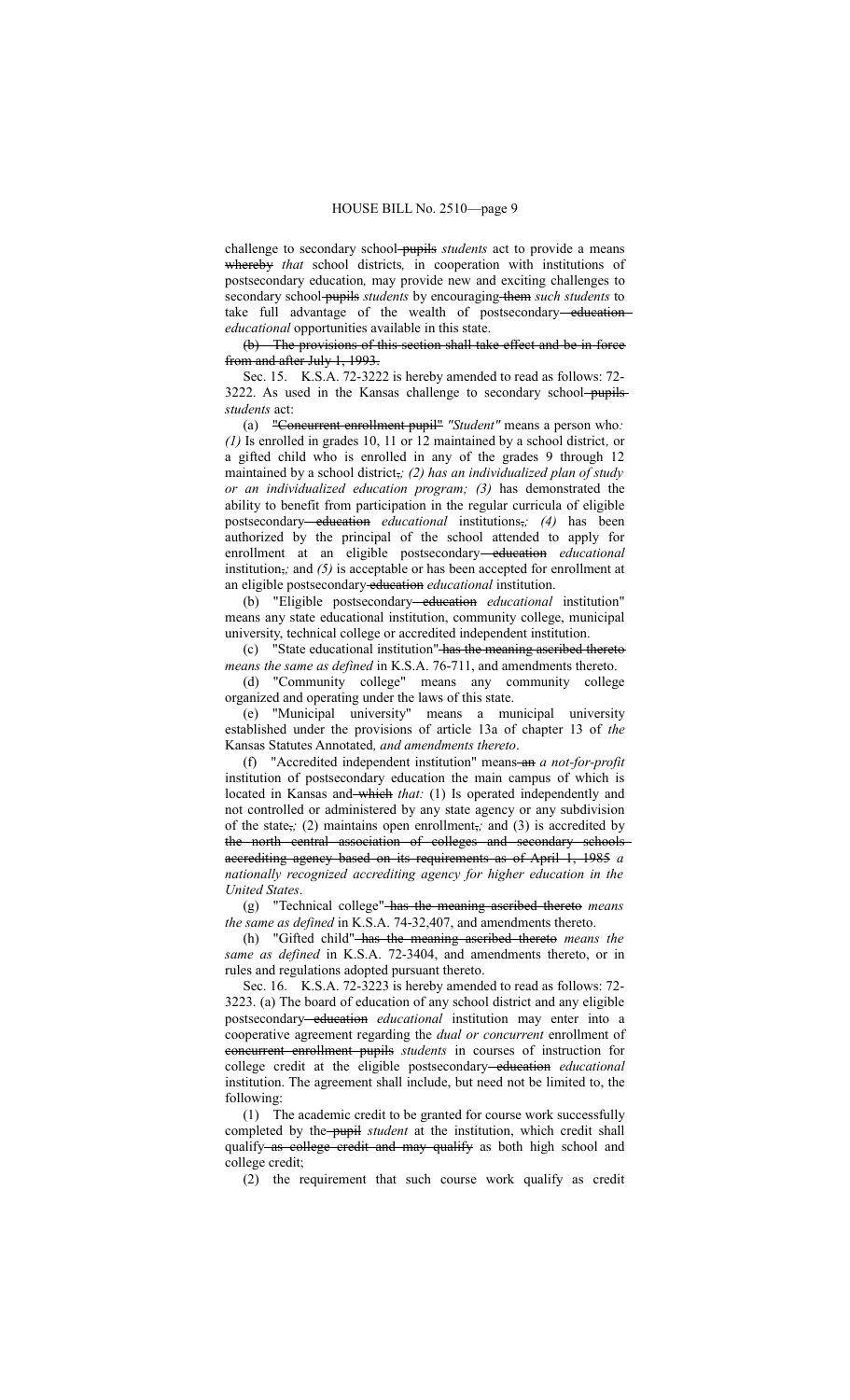challenge to secondary school ~~pupils~~ *students* act to provide a means ~~whereby~~ *that* school districts*,* in cooperation with institutions of postsecondary education*,* may provide new and exciting challenges to secondary school ~~pupils~~ *students* by encouraging ~~them~~ *such students* to take full advantage of the wealth of postsecondary ~~education~~ *educational* opportunities available in this state.

~~(b) The provisions of this section shall take effect and be in force from and after July 1, 1993.~~

Sec. 15. K.S.A. 72-3222 is hereby amended to read as follows: 72-3222. As used in the Kansas challenge to secondary school ~~pupils~~ *students* act:

(a) ~~"Concurrent enrollment pupil"~~ *"Student"* means a person who*:* *(1)* Is enrolled in grades 10, 11 or 12 maintained by a school district*,* or a gifted child who is enrolled in any of the grades 9 through 12 maintained by a school district~~,~~*; (2) has an individualized plan of study or an individualized education program; (3)* has demonstrated the ability to benefit from participation in the regular curricula of eligible postsecondary ~~education~~ *educational* institutions~~,~~*; (4)* has been authorized by the principal of the school attended to apply for enrollment at an eligible postsecondary ~~education~~ *educational* institution~~,~~*;* and *(5)* is acceptable or has been accepted for enrollment at an eligible postsecondary ~~education~~ *educational* institution.

(b) "Eligible postsecondary ~~education~~ *educational* institution" means any state educational institution, community college, municipal university, technical college or accredited independent institution.

(c) "State educational institution" ~~has the meaning ascribed thereto~~ *means the same as defined* in K.S.A. 76-711, and amendments thereto.

(d) "Community college" means any community college organized and operating under the laws of this state.

(e) "Municipal university" means a municipal university established under the provisions of article 13a of chapter 13 of *the* Kansas Statutes Annotated*, and amendments thereto*.

(f) "Accredited independent institution" means ~~an~~ *a not-for-profit* institution of postsecondary education the main campus of which is located in Kansas and ~~which~~ *that:* (1) Is operated independently and not controlled or administered by any state agency or any subdivision of the state~~,~~*;* (2) maintains open enrollment~~,~~*;* and (3) is accredited by ~~the north central association of colleges and secondary schools accrediting agency based on its requirements as of April 1, 1985~~ *a nationally recognized accrediting agency for higher education in the United States*.

(g) "Technical college" ~~has the meaning ascribed thereto~~ *means the same as defined* in K.S.A. 74-32,407, and amendments thereto.

(h) "Gifted child" ~~has the meaning ascribed thereto~~ *means the same as defined* in K.S.A. 72-3404, and amendments thereto, or in rules and regulations adopted pursuant thereto.

Sec. 16. K.S.A. 72-3223 is hereby amended to read as follows: 72-3223. (a) The board of education of any school district and any eligible postsecondary ~~education~~ *educational* institution may enter into a cooperative agreement regarding the *dual or concurrent* enrollment of ~~concurrent enrollment pupils~~ *students* in courses of instruction for college credit at the eligible postsecondary ~~education~~ *educational* institution. The agreement shall include, but need not be limited to, the following:

(1) The academic credit to be granted for course work successfully completed by the ~~pupil~~ *student* at the institution, which credit shall qualify ~~as college credit and may qualify~~ as both high school and college credit;

(2) the requirement that such course work qualify as credit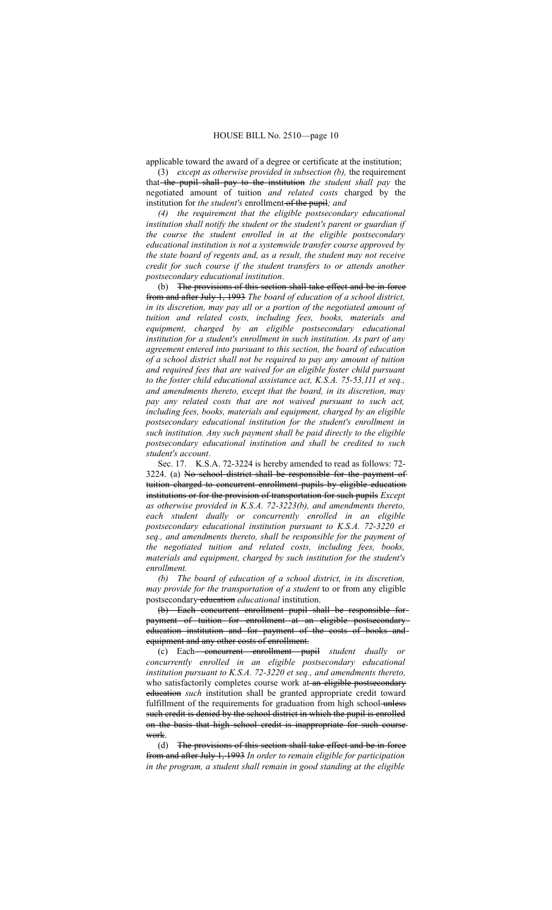applicable toward the award of a degree or certificate at the institution;

(3) *except as otherwise provided in subsection (b),* the requirement that ~~the pupil shall pay to the institution~~ *the student shall pay* the negotiated amount of tuition *and related costs* charged by the institution for *the student's* enrollment ~~of the pupil~~*; and*

*(4) the requirement that the eligible postsecondary educational institution shall notify the student or the student's parent or guardian if the course the student enrolled in at the eligible postsecondary educational institution is not a systemwide transfer course approved by the state board of regents and, as a result, the student may not receive credit for such course if the student transfers to or attends another postsecondary educational institution*.

(b) ~~The provisions of this section shall take effect and be in force from and after July 1, 1993~~ *The board of education of a school district, in its discretion, may pay all or a portion of the negotiated amount of tuition and related costs, including fees, books, materials and equipment, charged by an eligible postsecondary educational institution for a student's enrollment in such institution. As part of any agreement entered into pursuant to this section, the board of education of a school district shall not be required to pay any amount of tuition and required fees that are waived for an eligible foster child pursuant to the foster child educational assistance act, K.S.A. 75-53,111 et seq., and amendments thereto, except that the board, in its discretion, may pay any related costs that are not waived pursuant to such act, including fees, books, materials and equipment, charged by an eligible postsecondary educational institution for the student's enrollment in such institution. Any such payment shall be paid directly to the eligible postsecondary educational institution and shall be credited to such student's account*.

Sec. 17. K.S.A. 72-3224 is hereby amended to read as follows: 72-3224. (a) ~~No school district shall be responsible for the payment of tuition charged to concurrent enrollment pupils by eligible education institutions or for the provision of transportation for such pupils~~ *Except as otherwise provided in K.S.A. 72-3223(b), and amendments thereto, each student dually or concurrently enrolled in an eligible postsecondary educational institution pursuant to K.S.A. 72-3220 et seq., and amendments thereto, shall be responsible for the payment of the negotiated tuition and related costs, including fees, books, materials and equipment, charged by such institution for the student's enrollment.*

*(b) The board of education of a school district, in its discretion, may provide for the transportation of a student* to or from any eligible postsecondary ~~education~~ *educational* institution.

~~(b) Each concurrent enrollment pupil shall be responsible for payment of tuition for enrollment at an eligible postsecondary education institution and for payment of the costs of books and equipment and any other costs of enrollment.~~

(c) Each ~~concurrent enrollment pupil~~ *student dually or concurrently enrolled in an eligible postsecondary educational institution pursuant to K.S.A. 72-3220 et seq., and amendments thereto,* who satisfactorily completes course work at ~~an eligible postsecondary education~~ *such* institution shall be granted appropriate credit toward fulfillment of the requirements for graduation from high school ~~unless such credit is denied by the school district in which the pupil is enrolled on the basis that high school credit is inappropriate for such course work~~.

(d) ~~The provisions of this section shall take effect and be in force from and after July 1, 1993~~ *In order to remain eligible for participation in the program, a student shall remain in good standing at the eligible*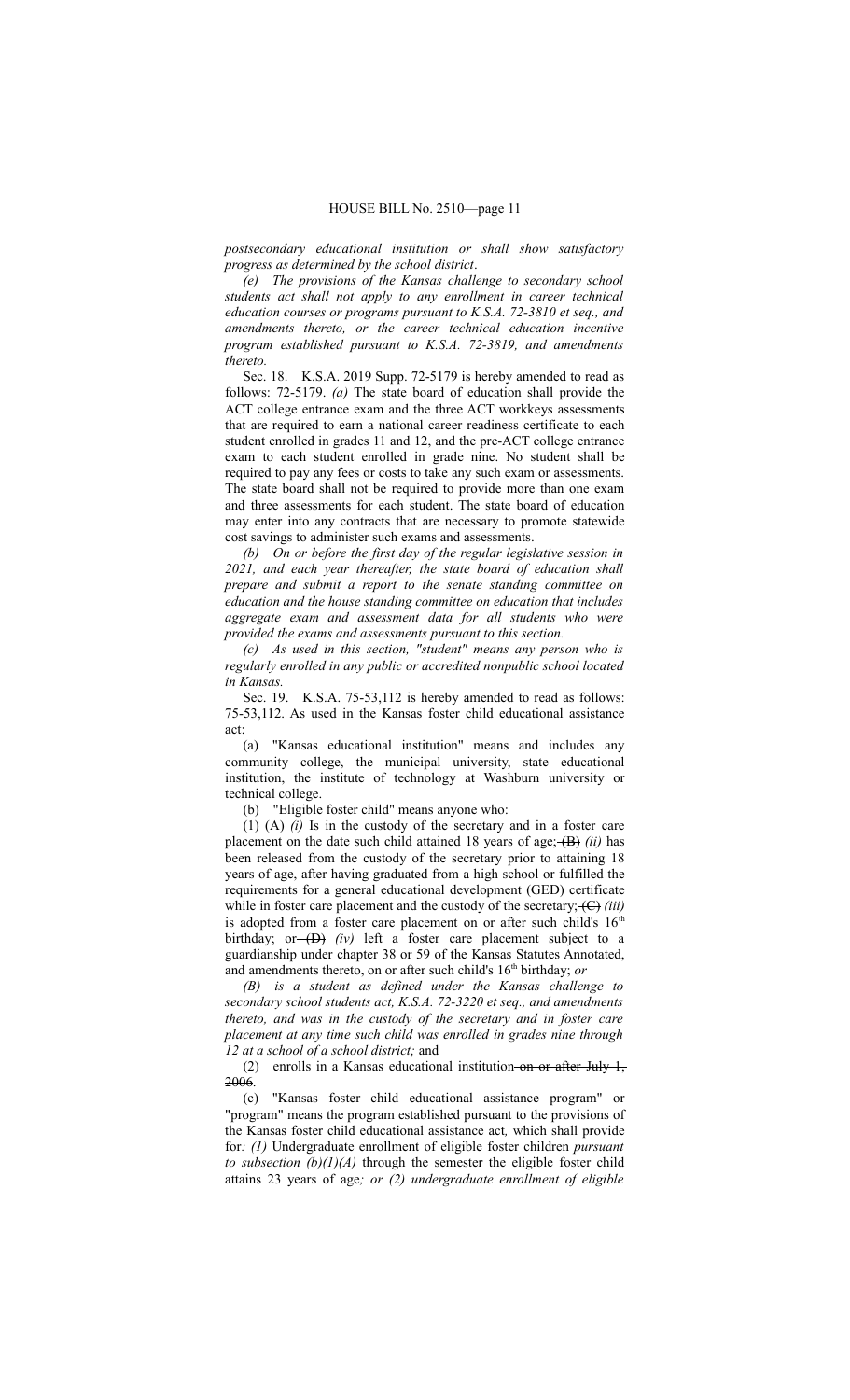*postsecondary educational institution or shall show satisfactory progress as determined by the school district*.

*(e) The provisions of the Kansas challenge to secondary school students act shall not apply to any enrollment in career technical education courses or programs pursuant to K.S.A. 72-3810 et seq., and amendments thereto, or the career technical education incentive program established pursuant to K.S.A. 72-3819, and amendments thereto.*

Sec. 18. K.S.A. 2019 Supp. 72-5179 is hereby amended to read as follows: 72-5179. *(a)* The state board of education shall provide the ACT college entrance exam and the three ACT workkeys assessments that are required to earn a national career readiness certificate to each student enrolled in grades 11 and 12, and the pre-ACT college entrance exam to each student enrolled in grade nine. No student shall be required to pay any fees or costs to take any such exam or assessments. The state board shall not be required to provide more than one exam and three assessments for each student. The state board of education may enter into any contracts that are necessary to promote statewide cost savings to administer such exams and assessments.

*(b) On or before the first day of the regular legislative session in 2021, and each year thereafter, the state board of education shall prepare and submit a report to the senate standing committee on education and the house standing committee on education that includes aggregate exam and assessment data for all students who were provided the exams and assessments pursuant to this section.*

*(c) As used in this section, "student" means any person who is regularly enrolled in any public or accredited nonpublic school located in Kansas.*

Sec. 19. K.S.A. 75-53,112 is hereby amended to read as follows: 75-53,112. As used in the Kansas foster child educational assistance act:

(a) "Kansas educational institution" means and includes any community college, the municipal university, state educational institution, the institute of technology at Washburn university or technical college.

(b) "Eligible foster child" means anyone who:

(1) (A) *(i)* Is in the custody of the secretary and in a foster care placement on the date such child attained 18 years of age; ~~(B)~~ *(ii)* has been released from the custody of the secretary prior to attaining 18 years of age, after having graduated from a high school or fulfilled the requirements for a general educational development (GED) certificate while in foster care placement and the custody of the secretary; ~~(C)~~ *(iii)* is adopted from a foster care placement on or after such child's 16th birthday; or ~~(D)~~ *(iv)* left a foster care placement subject to a guardianship under chapter 38 or 59 of the Kansas Statutes Annotated, and amendments thereto, on or after such child's 16th birthday; *or*

*(B) is a student as defined under the Kansas challenge to secondary school students act, K.S.A. 72-3220 et seq., and amendments thereto, and was in the custody of the secretary and in foster care placement at any time such child was enrolled in grades nine through 12 at a school of a school district;* and

(2) enrolls in a Kansas educational institution ~~on or after July 1, 2006~~.

(c) "Kansas foster child educational assistance program" or "program" means the program established pursuant to the provisions of the Kansas foster child educational assistance act*,* which shall provide for*: (1)* Undergraduate enrollment of eligible foster children *pursuant to subsection (b)(1)(A)* through the semester the eligible foster child attains 23 years of age*; or (2) undergraduate enrollment of eligible*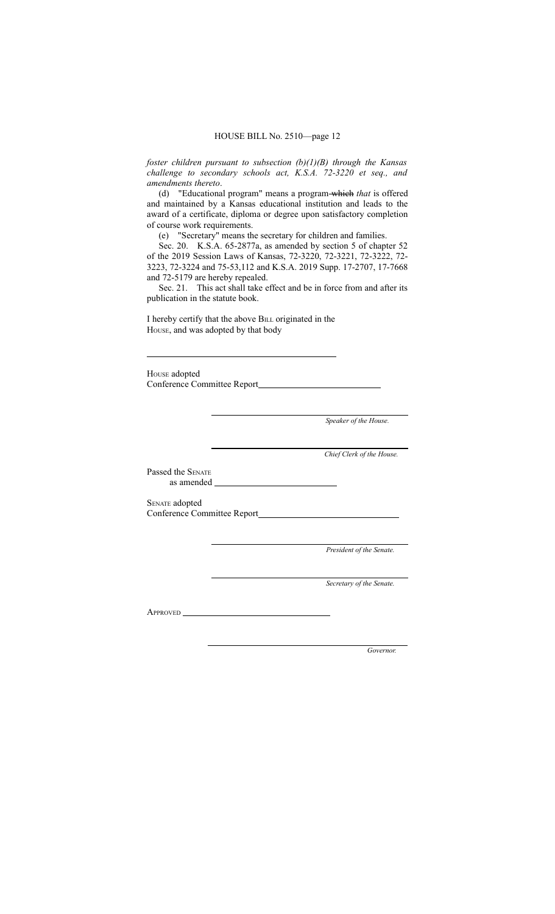*foster children pursuant to subsection (b)(1)(B) through the Kansas challenge to secondary schools act, K.S.A. 72-3220 et seq., and amendments thereto*.

(d) "Educational program" means a program ~~which~~ *that* is offered and maintained by a Kansas educational institution and leads to the award of a certificate, diploma or degree upon satisfactory completion of course work requirements.

(e) "Secretary" means the secretary for children and families.

Sec. 20. K.S.A. 65-2877a, as amended by section 5 of chapter 52 of the 2019 Session Laws of Kansas, 72-3220, 72-3221, 72-3222, 72-3223, 72-3224 and 75-53,112 and K.S.A. 2019 Supp. 17-2707, 17-7668 and 72-5179 are hereby repealed.

Sec. 21. This act shall take effect and be in force from and after its publication in the statute book.

I hereby certify that the above BILL originated in the HOUSE, and was adopted by that body

\_\_\_\_\_\_\_\_\_\_\_\_\_\_\_\_\_\_\_\_\_\_\_\_\_\_\_\_\_\_

HOUSE adopted
Conference Committee Report\_\_\_\_\_\_\_\_\_\_\_\_\_\_\_\_\_\_\_\_

\_\_\_\_\_\_\_\_\_\_\_\_\_\_\_\_\_\_\_\_\_\_\_\_\_\_\_\_\_\_
*Speaker of the House.*

\_\_\_\_\_\_\_\_\_\_\_\_\_\_\_\_\_\_\_\_\_\_\_\_\_\_\_\_\_\_
*Chief Clerk of the House.*

Passed the SENATE
as amended \_\_\_\_\_\_\_\_\_\_\_\_\_\_\_\_\_\_\_\_

SENATE adopted
Conference Committee Report\_\_\_\_\_\_\_\_\_\_\_\_\_\_\_\_\_\_\_\_

\_\_\_\_\_\_\_\_\_\_\_\_\_\_\_\_\_\_\_\_\_\_\_\_\_\_\_\_\_\_
*President of the Senate.*

\_\_\_\_\_\_\_\_\_\_\_\_\_\_\_\_\_\_\_\_\_\_\_\_\_\_\_\_\_\_
*Secretary of the Senate.*

APPROVED \_\_\_\_\_\_\_\_\_\_\_\_\_\_\_\_\_\_\_\_

\_\_\_\_\_\_\_\_\_\_\_\_\_\_\_\_\_\_\_\_\_\_\_\_\_\_\_\_\_\_
*Governor.*